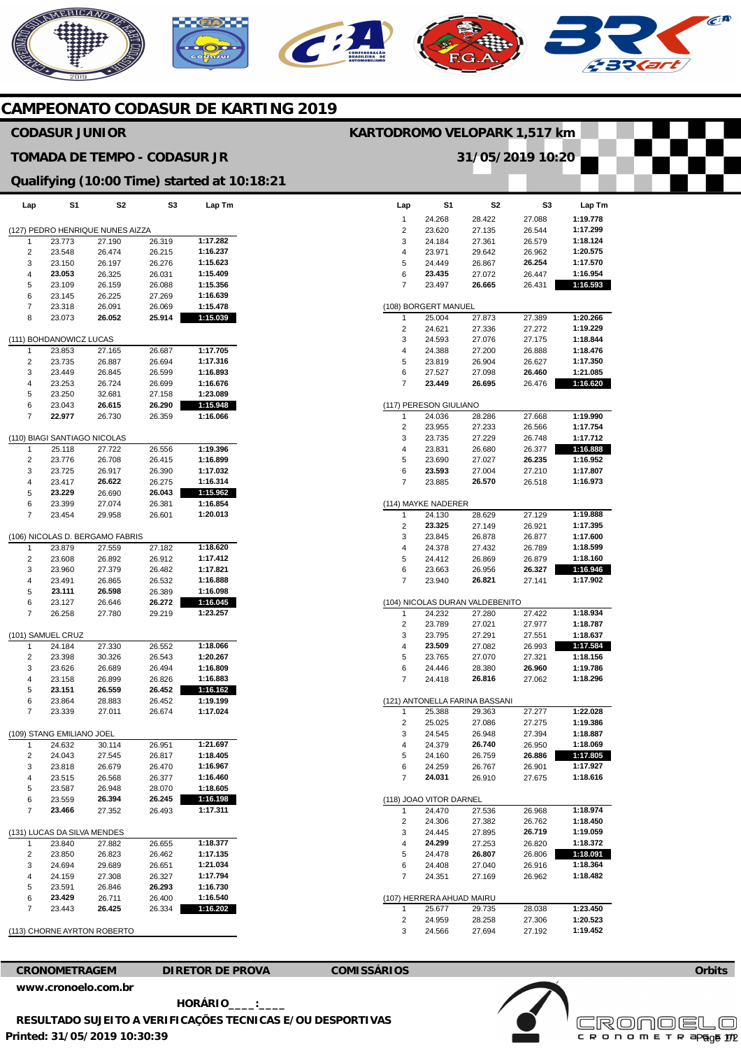# CAMPEONATO CODASUR DE KARTING 2019

## CODASUR JUNIOR

KARTODROMO VELOPARK 1,517 km

## TOMADA DE TEMPO - CODASUR JR

31/05/2019 10:20

### Qualifying (10:00 Time) started at 10:18:21

| Lap | S1 | S2 | S3 | Lap Tm |
|---|---|---|---|---|
| **(127) PEDRO HENRIQUE NUNES AIZZA** | | | | |
| 1 | 23.773 | 27.190 | 26.319 | 1:17.282 |
| 2 | 23.548 | 26.474 | 26.215 | 1:16.237 |
| 3 | 23.150 | 26.197 | 26.276 | 1:15.623 |
| 4 | **23.053** | 26.325 | 26.031 | 1:15.409 |
| 5 | 23.109 | 26.159 | 26.088 | 1:15.356 |
| 6 | 23.145 | 26.225 | 27.269 | 1:16.639 |
| 7 | 23.318 | 26.091 | 26.069 | 1:15.478 |
| 8 | 23.073 | **26.052** | **25.914** | **1:15.039** |
| **(111) BOHDANOWICZ LUCAS** | | | | |
| 1 | 23.853 | 27.165 | 26.687 | 1:17.705 |
| 2 | 23.735 | 26.887 | 26.694 | 1:17.316 |
| 3 | 23.449 | 26.845 | 26.599 | 1:16.893 |
| 4 | 23.253 | 26.724 | 26.699 | 1:16.676 |
| 5 | 23.250 | 32.681 | 27.158 | 1:23.089 |
| 6 | 23.043 | **26.615** | **26.290** | **1:15.948** |
| 7 | **22.977** | 26.730 | 26.359 | 1:16.066 |
| **(110) BIAGI SANTIAGO NICOLAS** | | | | |
| 1 | 25.118 | 27.722 | 26.556 | 1:19.396 |
| 2 | 23.776 | 26.708 | 26.415 | 1:16.899 |
| 3 | 23.725 | 26.917 | 26.390 | 1:17.032 |
| 4 | 23.417 | **26.622** | 26.275 | 1:16.314 |
| 5 | **23.229** | 26.690 | **26.043** | **1:15.962** |
| 6 | 23.399 | 27.074 | 26.381 | 1:16.854 |
| 7 | 23.454 | 29.958 | 26.601 | 1:20.013 |
| **(106) NICOLAS D. BERGAMO FABRIS** | | | | |
| 1 | 23.879 | 27.559 | 27.182 | 1:18.620 |
| 2 | 23.608 | 26.892 | 26.912 | 1:17.412 |
| 3 | 23.960 | 27.379 | 26.482 | 1:17.821 |
| 4 | 23.491 | 26.865 | 26.532 | 1:16.888 |
| 5 | **23.111** | **26.598** | 26.389 | 1:16.098 |
| 6 | 23.127 | 26.646 | **26.272** | **1:16.045** |
| 7 | 26.258 | 27.780 | 29.219 | 1:23.257 |
| **(101) SAMUEL CRUZ** | | | | |
| 1 | 24.184 | 27.330 | 26.552 | 1:18.066 |
| 2 | 23.398 | 30.326 | 26.543 | 1:20.267 |
| 3 | 23.626 | 26.689 | 26.494 | 1:16.809 |
| 4 | 23.158 | 26.899 | 26.826 | 1:16.883 |
| 5 | **23.151** | **26.559** | **26.452** | **1:16.162** |
| 6 | 23.864 | 28.883 | 26.452 | 1:19.199 |
| 7 | 23.339 | 27.011 | 26.674 | 1:17.024 |
| **(109) STANG EMILIANO JOEL** | | | | |
| 1 | 24.632 | 30.114 | 26.951 | 1:21.697 |
| 2 | 24.043 | 27.545 | 26.817 | 1:18.405 |
| 3 | 23.818 | 26.679 | 26.470 | 1:16.967 |
| 4 | 23.515 | 26.568 | 26.377 | 1:16.460 |
| 5 | 23.587 | 26.948 | 28.070 | 1:18.605 |
| 6 | 23.559 | **26.394** | **26.245** | **1:16.198** |
| 7 | **23.466** | 27.352 | 26.493 | 1:17.311 |
| **(131) LUCAS DA SILVA MENDES** | | | | |
| 1 | 23.840 | 27.882 | 26.655 | 1:18.377 |
| 2 | 23.850 | 26.823 | 26.462 | 1:17.135 |
| 3 | 24.694 | 29.689 | 26.651 | 1:21.034 |
| 4 | 24.159 | 27.308 | 26.327 | 1:17.794 |
| 5 | 23.591 | 26.846 | **26.293** | 1:16.730 |
| 6 | **23.429** | 26.711 | 26.400 | 1:16.540 |
| 7 | 23.443 | **26.425** | 26.334 | **1:16.202** |
| **(113) CHORNE AYRTON ROBERTO** | | | | |
| 1 | 24.268 | 28.422 | 27.088 | 1:19.778 |
| 2 | 23.620 | 27.135 | 26.544 | 1:17.299 |
| 3 | 24.184 | 27.361 | 26.579 | 1:18.124 |
| 4 | 23.971 | 29.642 | 26.962 | 1:20.575 |
| 5 | 24.449 | 26.867 | **26.254** | 1:17.570 |
| 6 | **23.435** | 27.072 | 26.447 | 1:16.954 |
| 7 | 23.497 | **26.665** | 26.431 | **1:16.593** |
| **(108) BORGERT MANUEL** | | | | |
| 1 | 25.004 | 27.873 | 27.389 | 1:20.266 |
| 2 | 24.621 | 27.336 | 27.272 | 1:19.229 |
| 3 | 24.593 | 27.076 | 27.175 | 1:18.844 |
| 4 | 24.388 | 27.200 | 26.888 | 1:18.476 |
| 5 | 23.819 | 26.904 | 26.627 | 1:17.350 |
| 6 | 27.527 | 27.098 | **26.460** | 1:21.085 |
| 7 | **23.449** | **26.695** | 26.476 | **1:16.620** |
| **(117) PERESON GIULIANO** | | | | |
| 1 | 24.036 | 28.286 | 27.668 | 1:19.990 |
| 2 | 23.955 | 27.233 | 26.566 | 1:17.754 |
| 3 | 23.735 | 27.229 | 26.748 | 1:17.712 |
| 4 | 23.831 | 26.680 | 26.377 | **1:16.888** |
| 5 | 23.690 | 27.027 | **26.235** | 1:16.952 |
| 6 | **23.593** | 27.004 | 27.210 | 1:17.807 |
| 7 | 23.885 | **26.570** | 26.518 | 1:16.973 |
| **(114) MAYKE NADERER** | | | | |
| 1 | 24.130 | 28.629 | 27.129 | 1:19.888 |
| 2 | **23.325** | 27.149 | 26.921 | 1:17.395 |
| 3 | 23.845 | 26.878 | 26.877 | 1:17.600 |
| 4 | 24.378 | 27.432 | 26.789 | 1:18.599 |
| 5 | 24.412 | 26.869 | 26.879 | 1:18.160 |
| 6 | 23.663 | 26.956 | **26.327** | **1:16.946** |
| 7 | 23.940 | **26.821** | 27.141 | 1:17.902 |
| **(104) NICOLAS DURAN VALDEBENITO** | | | | |
| 1 | 24.232 | 27.280 | 27.422 | 1:18.934 |
| 2 | 23.789 | 27.021 | 27.977 | 1:18.787 |
| 3 | 23.795 | 27.291 | 27.551 | 1:18.637 |
| 4 | **23.509** | 27.082 | 26.993 | **1:17.584** |
| 5 | 23.765 | 27.070 | 27.321 | 1:18.156 |
| 6 | 24.446 | 28.380 | **26.960** | 1:19.786 |
| 7 | 24.418 | **26.816** | 27.062 | 1:18.296 |
| **(121) ANTONELLA FARINA BASSANI** | | | | |
| 1 | 25.388 | 29.363 | 27.277 | 1:22.028 |
| 2 | 25.025 | 27.086 | 27.275 | 1:19.386 |
| 3 | 24.545 | 26.948 | 27.394 | 1:18.887 |
| 4 | 24.379 | **26.740** | 26.950 | 1:18.069 |
| 5 | 24.160 | 26.759 | **26.886** | **1:17.805** |
| 6 | 24.259 | 26.767 | 26.901 | 1:17.927 |
| 7 | **24.031** | 26.910 | 27.675 | 1:18.616 |
| **(118) JOAO VITOR DARNEL** | | | | |
| 1 | 24.470 | 27.536 | 26.968 | 1:18.974 |
| 2 | 24.306 | 27.382 | 26.762 | 1:18.450 |
| 3 | 24.445 | 27.895 | **26.719** | 1:19.059 |
| 4 | **24.299** | 27.253 | 26.820 | 1:18.372 |
| 5 | 24.478 | **26.807** | 26.806 | **1:18.091** |
| 6 | 24.408 | 27.040 | 26.916 | 1:18.364 |
| 7 | 24.351 | 27.169 | 26.962 | 1:18.482 |
| **(107) HERRERA AHUAD MAIRU** | | | | |
| 1 | 25.677 | 29.735 | 28.038 | 1:23.450 |
| 2 | 24.959 | 28.258 | 27.306 | 1:20.523 |
| 3 | 24.566 | 27.694 | 27.192 | 1:19.452 |

**CRONOMETRAGEM** **DIRETOR DE PROVA** **COMISSÁRIOS** **Orbits**

www.cronoelo.com.br

HORÁRIO____:____

RESULTADO SUJEITO A VERIFICAÇÕES TECNICAS E/OU DESPORTIVAS

Printed: 31/05/2019 10:30:39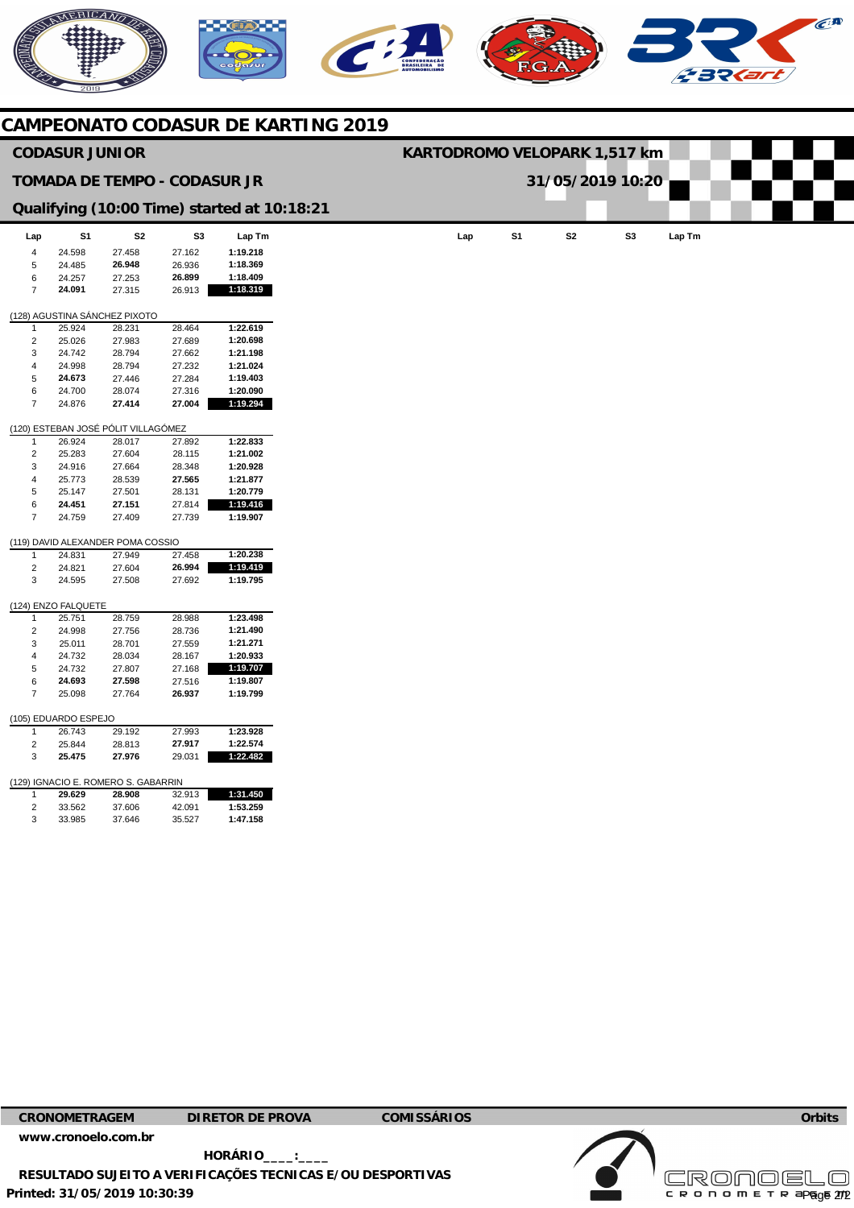# CAMPEONATO CODASUR DE KARTING 2019

**CODASUR JUNIOR** — **KARTODROMO VELOPARK 1,517 km**

**TOMADA DE TEMPO - CODASUR JR** — **31/05/2019 10:20**

**Qualifying (10:00 Time) started at 10:18:21**

| Lap | S1 | S2 | S3 | Lap Tm |
|---|---|---|---|---|
| 4 | 24.598 | 27.458 | 27.162 | **1:19.218** |
| 5 | 24.485 | **26.948** | 26.936 | **1:18.369** |
| 6 | 24.257 | 27.253 | **26.899** | **1:18.409** |
| 7 | **24.091** | 27.315 | 26.913 | **1:18.319** |

(128) AGUSTINA SÁNCHEZ PIXOTO

| Lap | S1 | S2 | S3 | Lap Tm |
|---|---|---|---|---|
| 1 | 25.924 | 28.231 | 28.464 | **1:22.619** |
| 2 | 25.026 | 27.983 | 27.689 | **1:20.698** |
| 3 | 24.742 | 28.794 | 27.662 | **1:21.198** |
| 4 | 24.998 | 28.794 | 27.232 | **1:21.024** |
| 5 | **24.673** | 27.446 | 27.284 | **1:19.403** |
| 6 | 24.700 | 28.074 | 27.316 | **1:20.090** |
| 7 | 24.876 | **27.414** | **27.004** | **1:19.294** |

(120) ESTEBAN JOSÉ PÓLIT VILLAGÓMEZ

| Lap | S1 | S2 | S3 | Lap Tm |
|---|---|---|---|---|
| 1 | 26.924 | 28.017 | 27.892 | **1:22.833** |
| 2 | 25.283 | 27.604 | 28.115 | **1:21.002** |
| 3 | 24.916 | 27.664 | 28.348 | **1:20.928** |
| 4 | 25.773 | 28.539 | **27.565** | **1:21.877** |
| 5 | 25.147 | 27.501 | 28.131 | **1:20.779** |
| 6 | **24.451** | **27.151** | 27.814 | **1:19.416** |
| 7 | 24.759 | 27.409 | 27.739 | **1:19.907** |

(119) DAVID ALEXANDER POMA COSSIO

| Lap | S1 | S2 | S3 | Lap Tm |
|---|---|---|---|---|
| 1 | 24.831 | 27.949 | 27.458 | **1:20.238** |
| 2 | 24.821 | 27.604 | **26.994** | **1:19.419** |
| 3 | 24.595 | 27.508 | 27.692 | **1:19.795** |

(124) ENZO FALQUETE

| Lap | S1 | S2 | S3 | Lap Tm |
|---|---|---|---|---|
| 1 | 25.751 | 28.759 | 28.988 | **1:23.498** |
| 2 | 24.998 | 27.756 | 28.736 | **1:21.490** |
| 3 | 25.011 | 28.701 | 27.559 | **1:21.271** |
| 4 | 24.732 | 28.034 | 28.167 | **1:20.933** |
| 5 | 24.732 | 27.807 | 27.168 | **1:19.707** |
| 6 | **24.693** | **27.598** | 27.516 | **1:19.807** |
| 7 | 25.098 | 27.764 | **26.937** | **1:19.799** |

(105) EDUARDO ESPEJO

| Lap | S1 | S2 | S3 | Lap Tm |
|---|---|---|---|---|
| 1 | 26.743 | 29.192 | 27.993 | **1:23.928** |
| 2 | 25.844 | 28.813 | **27.917** | **1:22.574** |
| 3 | **25.475** | **27.976** | 29.031 | **1:22.482** |

(129) IGNACIO E. ROMERO S. GABARRIN

| Lap | S1 | S2 | S3 | Lap Tm |
|---|---|---|---|---|
| 1 | **29.629** | **28.908** | 32.913 | **1:31.450** |
| 2 | 33.562 | 37.606 | 42.091 | **1:53.259** |
| 3 | 33.985 | 37.646 | 35.527 | **1:47.158** |

**CRONOMETRAGEM** — **DIRETOR DE PROVA** — **COMISSÁRIOS** — **Orbits**

**www.cronoelo.com.br**

**HORÁRIO____:____**

**RESULTADO SUJEITO A VERIFICAÇÕES TECNICAS E/OU DESPORTIVAS**

**Printed: 31/05/2019 10:30:39**